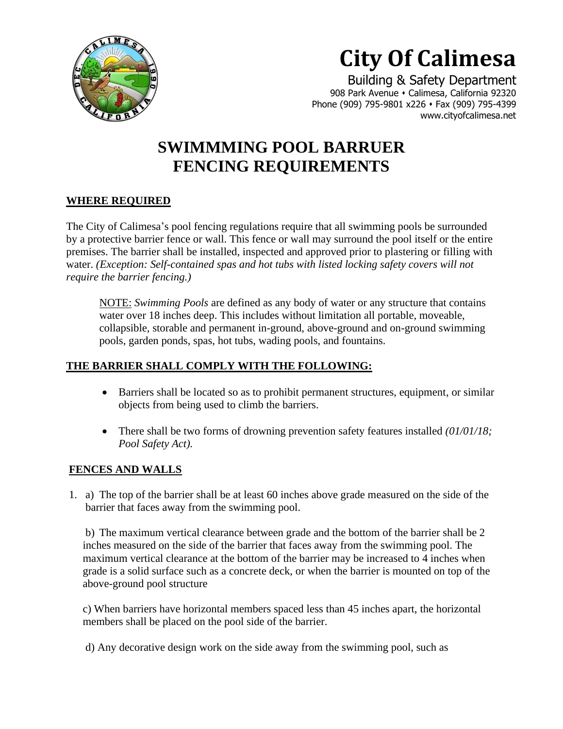# City Of Calimesa

Building & Safety Department
908 Park Avenue • Calimesa, California 92320
Phone (909) 795-9801 x226 • Fax (909) 795-4399
www.cityofcalimesa.net

# SWIMMMING POOL BARRUER FENCING REQUIREMENTS

## WHERE REQUIRED

The City of Calimesa's pool fencing regulations require that all swimming pools be surrounded by a protective barrier fence or wall. This fence or wall may surround the pool itself or the entire premises. The barrier shall be installed, inspected and approved prior to plastering or filling with water. *(Exception: Self-contained spas and hot tubs with listed locking safety covers will not require the barrier fencing.)*

> NOTE: *Swimming Pools* are defined as any body of water or any structure that contains water over 18 inches deep. This includes without limitation all portable, moveable, collapsible, storable and permanent in-ground, above-ground and on-ground swimming pools, garden ponds, spas, hot tubs, wading pools, and fountains.

## THE BARRIER SHALL COMPLY WITH THE FOLLOWING:

- Barriers shall be located so as to prohibit permanent structures, equipment, or similar objects from being used to climb the barriers.
- There shall be two forms of drowning prevention safety features installed *(01/01/18; Pool Safety Act).*

## FENCES AND WALLS

1. a) The top of the barrier shall be at least 60 inches above grade measured on the side of the barrier that faces away from the swimming pool.

   b) The maximum vertical clearance between grade and the bottom of the barrier shall be 2 inches measured on the side of the barrier that faces away from the swimming pool. The maximum vertical clearance at the bottom of the barrier may be increased to 4 inches when grade is a solid surface such as a concrete deck, or when the barrier is mounted on top of the above-ground pool structure

   c) When barriers have horizontal members spaced less than 45 inches apart, the horizontal members shall be placed on the pool side of the barrier.

   d) Any decorative design work on the side away from the swimming pool, such as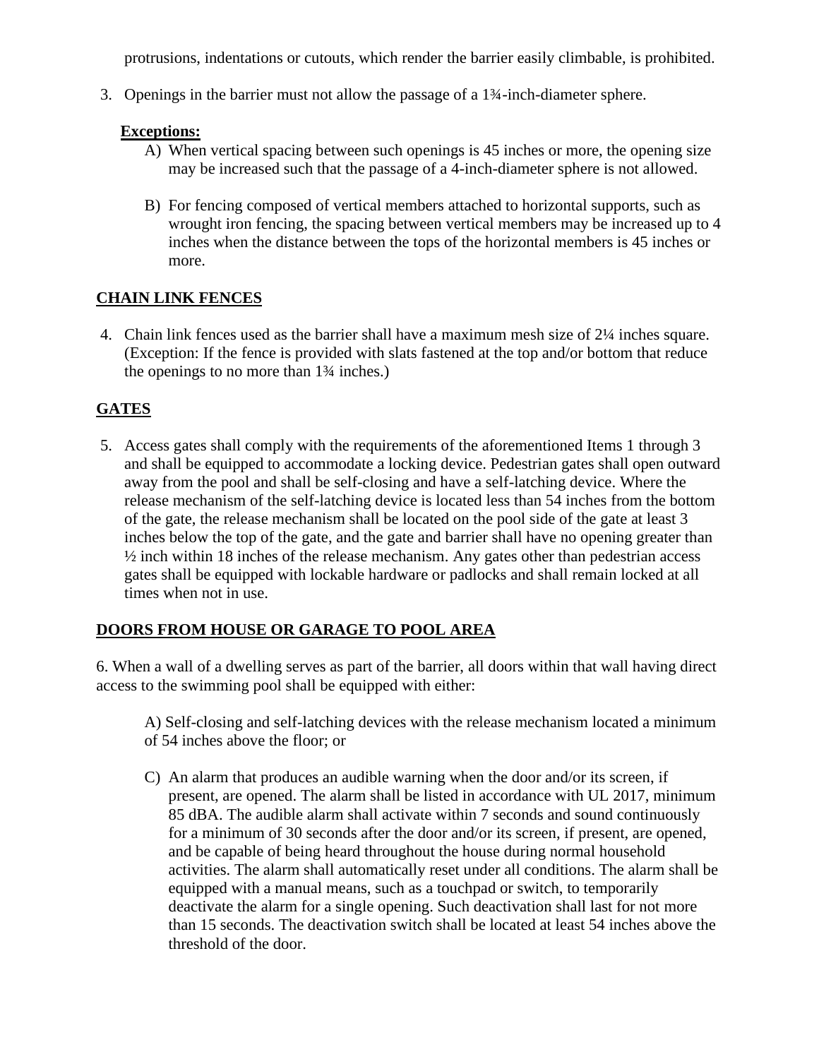protrusions, indentations or cutouts, which render the barrier easily climbable, is prohibited.

3. Openings in the barrier must not allow the passage of a 1¾-inch-diameter sphere.

   **Exceptions:**

   A) When vertical spacing between such openings is 45 inches or more, the opening size may be increased such that the passage of a 4-inch-diameter sphere is not allowed.

   B) For fencing composed of vertical members attached to horizontal supports, such as wrought iron fencing, the spacing between vertical members may be increased up to 4 inches when the distance between the tops of the horizontal members is 45 inches or more.

## CHAIN LINK FENCES

4. Chain link fences used as the barrier shall have a maximum mesh size of 2¼ inches square. (Exception: If the fence is provided with slats fastened at the top and/or bottom that reduce the openings to no more than 1¾ inches.)

## GATES

5. Access gates shall comply with the requirements of the aforementioned Items 1 through 3 and shall be equipped to accommodate a locking device. Pedestrian gates shall open outward away from the pool and shall be self-closing and have a self-latching device. Where the release mechanism of the self-latching device is located less than 54 inches from the bottom of the gate, the release mechanism shall be located on the pool side of the gate at least 3 inches below the top of the gate, and the gate and barrier shall have no opening greater than ½ inch within 18 inches of the release mechanism. Any gates other than pedestrian access gates shall be equipped with lockable hardware or padlocks and shall remain locked at all times when not in use.

## DOORS FROM HOUSE OR GARAGE TO POOL AREA

6. When a wall of a dwelling serves as part of the barrier, all doors within that wall having direct access to the swimming pool shall be equipped with either:

   A) Self-closing and self-latching devices with the release mechanism located a minimum of 54 inches above the floor; or

   C) An alarm that produces an audible warning when the door and/or its screen, if present, are opened. The alarm shall be listed in accordance with UL 2017, minimum 85 dBA. The audible alarm shall activate within 7 seconds and sound continuously for a minimum of 30 seconds after the door and/or its screen, if present, are opened, and be capable of being heard throughout the house during normal household activities. The alarm shall automatically reset under all conditions. The alarm shall be equipped with a manual means, such as a touchpad or switch, to temporarily deactivate the alarm for a single opening. Such deactivation shall last for not more than 15 seconds. The deactivation switch shall be located at least 54 inches above the threshold of the door.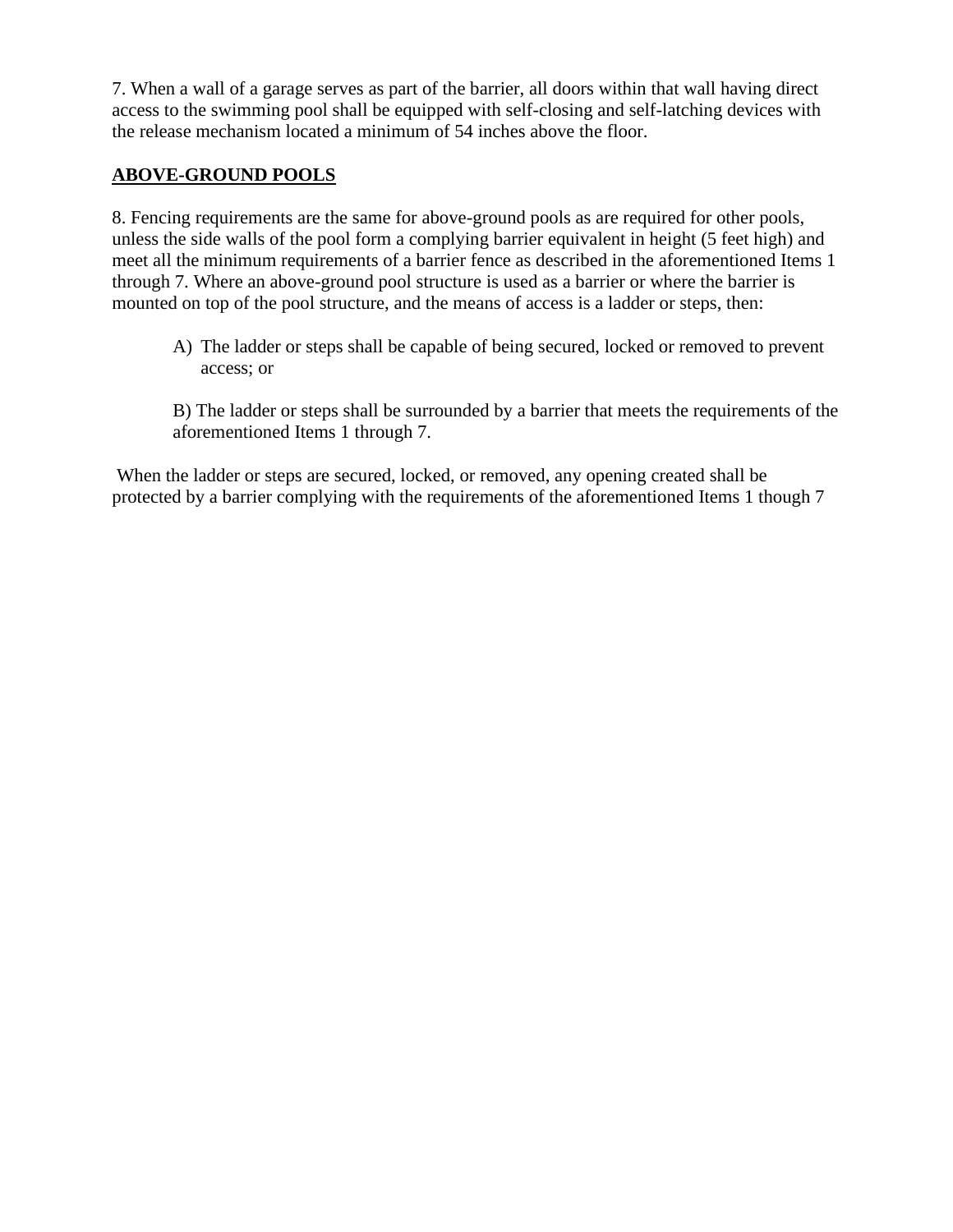7. When a wall of a garage serves as part of the barrier, all doors within that wall having direct access to the swimming pool shall be equipped with self-closing and self-latching devices with the release mechanism located a minimum of 54 inches above the floor.

## **ABOVE-GROUND POOLS**

8. Fencing requirements are the same for above-ground pools as are required for other pools, unless the side walls of the pool form a complying barrier equivalent in height (5 feet high) and meet all the minimum requirements of a barrier fence as described in the aforementioned Items 1 through 7. Where an above-ground pool structure is used as a barrier or where the barrier is mounted on top of the pool structure, and the means of access is a ladder or steps, then:

> A) The ladder or steps shall be capable of being secured, locked or removed to prevent access; or
>
> B) The ladder or steps shall be surrounded by a barrier that meets the requirements of the aforementioned Items 1 through 7.

When the ladder or steps are secured, locked, or removed, any opening created shall be protected by a barrier complying with the requirements of the aforementioned Items 1 though 7